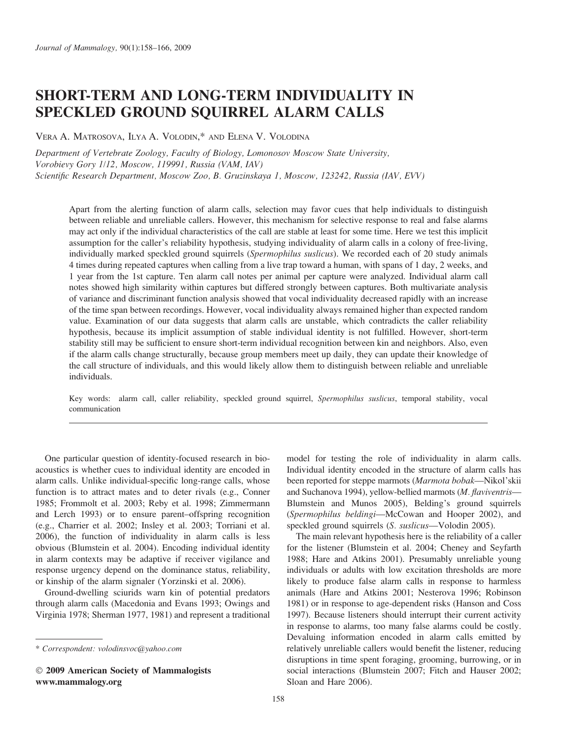# SHORT-TERM AND LONG-TERM INDIVIDUALITY IN SPECKLED GROUND SQUIRREL ALARM CALLS

Vera A. Matrosova, Ilya A. Volodin,* and Elena V. Volodina

*Department of Vertebrate Zoology, Faculty of Biology, Lomonosov Moscow State University, Vorobievy Gory 1/12, Moscow, 119991, Russia (VAM, IAV)*
*Scientific Research Department, Moscow Zoo, B. Gruzinskaya 1, Moscow, 123242, Russia (IAV, EVV)*

Apart from the alerting function of alarm calls, selection may favor cues that help individuals to distinguish between reliable and unreliable callers. However, this mechanism for selective response to real and false alarms may act only if the individual characteristics of the call are stable at least for some time. Here we test this implicit assumption for the caller's reliability hypothesis, studying individuality of alarm calls in a colony of free-living, individually marked speckled ground squirrels (*Spermophilus suslicus*). We recorded each of 20 study animals 4 times during repeated captures when calling from a live trap toward a human, with spans of 1 day, 2 weeks, and 1 year from the 1st capture. Ten alarm call notes per animal per capture were analyzed. Individual alarm call notes showed high similarity within captures but differed strongly between captures. Both multivariate analysis of variance and discriminant function analysis showed that vocal individuality decreased rapidly with an increase of the time span between recordings. However, vocal individuality always remained higher than expected random value. Examination of our data suggests that alarm calls are unstable, which contradicts the caller reliability hypothesis, because its implicit assumption of stable individual identity is not fulfilled. However, short-term stability still may be sufficient to ensure short-term individual recognition between kin and neighbors. Also, even if the alarm calls change structurally, because group members meet up daily, they can update their knowledge of the call structure of individuals, and this would likely allow them to distinguish between reliable and unreliable individuals.

Key words: alarm call, caller reliability, speckled ground squirrel, *Spermophilus suslicus*, temporal stability, vocal communication

One particular question of identity-focused research in bioacoustics is whether cues to individual identity are encoded in alarm calls. Unlike individual-specific long-range calls, whose function is to attract mates and to deter rivals (e.g., Conner 1985; Frommolt et al. 2003; Reby et al. 1998; Zimmermann and Lerch 1993) or to ensure parent–offspring recognition (e.g., Charrier et al. 2002; Insley et al. 2003; Torriani et al. 2006), the function of individuality in alarm calls is less obvious (Blumstein et al. 2004). Encoding individual identity in alarm contexts may be adaptive if receiver vigilance and response urgency depend on the dominance status, reliability, or kinship of the alarm signaler (Yorzinski et al. 2006).

Ground-dwelling sciurids warn kin of potential predators through alarm calls (Macedonia and Evans 1993; Owings and Virginia 1978; Sherman 1977, 1981) and represent a traditional model for testing the role of individuality in alarm calls. Individual identity encoded in the structure of alarm calls has been reported for steppe marmots (*Marmota bobak*—Nikol'skii and Suchanova 1994), yellow-bellied marmots (*M. flaviventris*—Blumstein and Munos 2005), Belding's ground squirrels (*Spermophilus beldingi*—McCowan and Hooper 2002), and speckled ground squirrels (*S. suslicus*—Volodin 2005).

The main relevant hypothesis here is the reliability of a caller for the listener (Blumstein et al. 2004; Cheney and Seyfarth 1988; Hare and Atkins 2001). Presumably unreliable young individuals or adults with low excitation thresholds are more likely to produce false alarm calls in response to harmless animals (Hare and Atkins 2001; Nesterova 1996; Robinson 1981) or in response to age-dependent risks (Hanson and Coss 1997). Because listeners should interrupt their current activity in response to alarms, too many false alarms could be costly. Devaluing information encoded in alarm calls emitted by relatively unreliable callers would benefit the listener, reducing disruptions in time spent foraging, grooming, burrowing, or in social interactions (Blumstein 2007; Fitch and Hauser 2002; Sloan and Hare 2006).

\* *Correspondent: volodinsvoc@yahoo.com*

© 2009 American Society of Mammalogists
www.mammalogy.org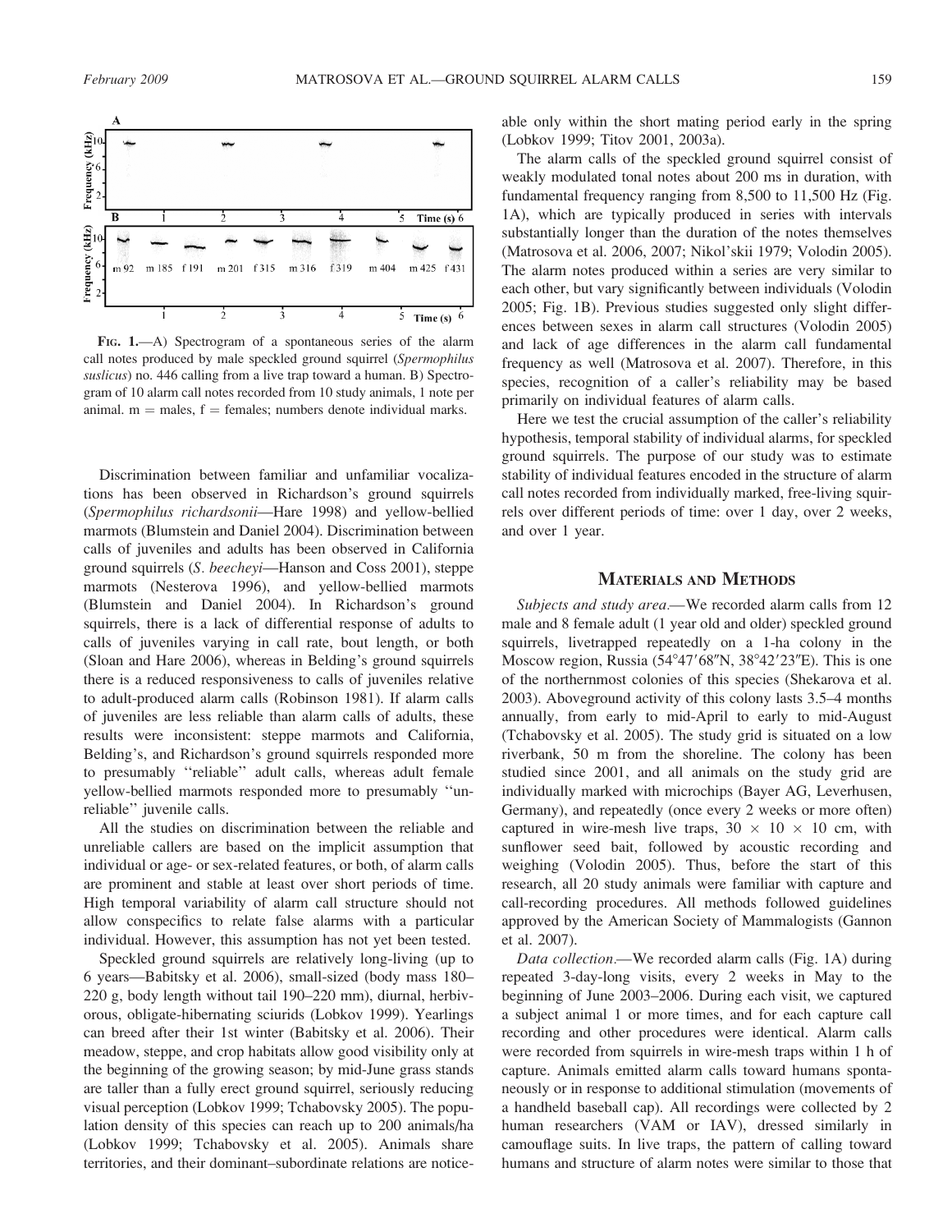A

Frequency (kHz)

10

6

2

B

1

2

3

4

5

Time (s)

6

Frequency (kHz)

10

6

2

m 92

m 185

f 191

m 201

f 315

m 316

f 319

m 404

m 425

f 431

1

2

3

4

5

Time (s)

6

FIG. 1.—A) Spectrogram of a spontaneous series of the alarm call notes produced by male speckled ground squirrel (*Spermophilus suslicus*) no. 446 calling from a live trap toward a human. B) Spectrogram of 10 alarm call notes recorded from 10 study animals, 1 note per animal. m = males, f = females; numbers denote individual marks.

Discrimination between familiar and unfamiliar vocalizations has been observed in Richardson's ground squirrels (*Spermophilus richardsonii*—Hare 1998) and yellow-bellied marmots (Blumstein and Daniel 2004). Discrimination between calls of juveniles and adults has been observed in California ground squirrels (*S. beecheyi*—Hanson and Coss 2001), steppe marmots (Nesterova 1996), and yellow-bellied marmots (Blumstein and Daniel 2004). In Richardson's ground squirrels, there is a lack of differential response of adults to calls of juveniles varying in call rate, bout length, or both (Sloan and Hare 2006), whereas in Belding's ground squirrels there is a reduced responsiveness to calls of juveniles relative to adult-produced alarm calls (Robinson 1981). If alarm calls of juveniles are less reliable than alarm calls of adults, these results were inconsistent: steppe marmots and California, Belding's, and Richardson's ground squirrels responded more to presumably ''reliable'' adult calls, whereas adult female yellow-bellied marmots responded more to presumably ''unreliable'' juvenile calls.

All the studies on discrimination between the reliable and unreliable callers are based on the implicit assumption that individual or age- or sex-related features, or both, of alarm calls are prominent and stable at least over short periods of time. High temporal variability of alarm call structure should not allow conspecifics to relate false alarms with a particular individual. However, this assumption has not yet been tested.

Speckled ground squirrels are relatively long-living (up to 6 years—Babitsky et al. 2006), small-sized (body mass 180–220 g, body length without tail 190–220 mm), diurnal, herbivorous, obligate-hibernating sciurids (Lobkov 1999). Yearlings can breed after their 1st winter (Babitsky et al. 2006). Their meadow, steppe, and crop habitats allow good visibility only at the beginning of the growing season; by mid-June grass stands are taller than a fully erect ground squirrel, seriously reducing visual perception (Lobkov 1999; Tchabovsky 2005). The population density of this species can reach up to 200 animals/ha (Lobkov 1999; Tchabovsky et al. 2005). Animals share territories, and their dominant–subordinate relations are noticeable only within the short mating period early in the spring (Lobkov 1999; Titov 2001, 2003a).

The alarm calls of the speckled ground squirrel consist of weakly modulated tonal notes about 200 ms in duration, with fundamental frequency ranging from 8,500 to 11,500 Hz (Fig. 1A), which are typically produced in series with intervals substantially longer than the duration of the notes themselves (Matrosova et al. 2006, 2007; Nikol'skii 1979; Volodin 2005). The alarm notes produced within a series are very similar to each other, but vary significantly between individuals (Volodin 2005; Fig. 1B). Previous studies suggested only slight differences between sexes in alarm call structures (Volodin 2005) and lack of age differences in the alarm call fundamental frequency as well (Matrosova et al. 2007). Therefore, in this species, recognition of a caller's reliability may be based primarily on individual features of alarm calls.

Here we test the crucial assumption of the caller's reliability hypothesis, temporal stability of individual alarms, for speckled ground squirrels. The purpose of our study was to estimate stability of individual features encoded in the structure of alarm call notes recorded from individually marked, free-living squirrels over different periods of time: over 1 day, over 2 weeks, and over 1 year.

## MATERIALS AND METHODS

*Subjects and study area.*—We recorded alarm calls from 12 male and 8 female adult (1 year old and older) speckled ground squirrels, livetrapped repeatedly on a 1-ha colony in the Moscow region, Russia (54°47′68″N, 38°42′23″E). This is one of the northernmost colonies of this species (Shekarova et al. 2003). Aboveground activity of this colony lasts 3.5–4 months annually, from early to mid-April to early to mid-August (Tchabovsky et al. 2005). The study grid is situated on a low riverbank, 50 m from the shoreline. The colony has been studied since 2001, and all animals on the study grid are individually marked with microchips (Bayer AG, Leverhusen, Germany), and repeatedly (once every 2 weeks or more often) captured in wire-mesh live traps, 30 × 10 × 10 cm, with sunflower seed bait, followed by acoustic recording and weighing (Volodin 2005). Thus, before the start of this research, all 20 study animals were familiar with capture and call-recording procedures. All methods followed guidelines approved by the American Society of Mammalogists (Gannon et al. 2007).

*Data collection.*—We recorded alarm calls (Fig. 1A) during repeated 3-day-long visits, every 2 weeks in May to the beginning of June 2003–2006. During each visit, we captured a subject animal 1 or more times, and for each capture call recording and other procedures were identical. Alarm calls were recorded from squirrels in wire-mesh traps within 1 h of capture. Animals emitted alarm calls toward humans spontaneously or in response to additional stimulation (movements of a handheld baseball cap). All recordings were collected by 2 human researchers (VAM or IAV), dressed similarly in camouflage suits. In live traps, the pattern of calling toward humans and structure of alarm notes were similar to those that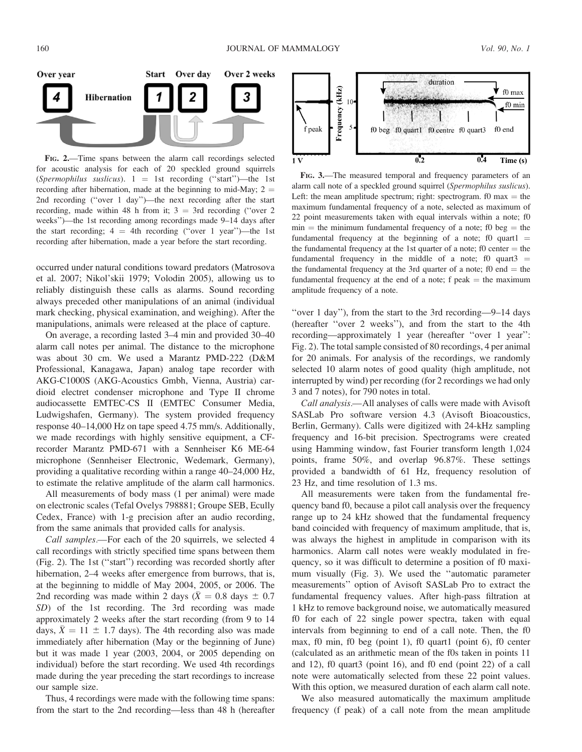Over year

Start

Over day

Over 2 weeks

4

Hibernation

1

2

3

FIG. 2.—Time spans between the alarm call recordings selected for acoustic analysis for each of 20 speckled ground squirrels (*Spermophilus suslicus*). 1 = 1st recording ("start")—the 1st recording after hibernation, made at the beginning to mid-May; 2 = 2nd recording ("over 1 day")—the next recording after the start recording, made within 48 h from it; 3 = 3rd recording ("over 2 weeks")—the 1st recording among recordings made 9–14 days after the start recording; 4 = 4th recording ("over 1 year")—the 1st recording after hibernation, made a year before the start recording.

occurred under natural conditions toward predators (Matrosova et al. 2007; Nikol'skii 1979; Volodin 2005), allowing us to reliably distinguish these calls as alarms. Sound recording always preceded other manipulations of an animal (individual mark checking, physical examination, and weighing). After the manipulations, animals were released at the place of capture.

On average, a recording lasted 3–4 min and provided 30–40 alarm call notes per animal. The distance to the microphone was about 30 cm. We used a Marantz PMD-222 (D&M Professional, Kanagawa, Japan) analog tape recorder with AKG-C1000S (AKG-Acoustics Gmbh, Vienna, Austria) cardioid electret condenser microphone and Type II chrome audiocassette EMTEC-CS II (EMTEC Consumer Media, Ludwigshafen, Germany). The system provided frequency response 40–14,000 Hz on tape speed 4.75 mm/s. Additionally, we made recordings with highly sensitive equipment, a CF-recorder Marantz PMD-671 with a Sennheiser K6 ME-64 microphone (Sennheiser Electronic, Wedemark, Germany), providing a qualitative recording within a range 40–24,000 Hz, to estimate the relative amplitude of the alarm call harmonics.

All measurements of body mass (1 per animal) were made on electronic scales (Tefal Ovelys 798881; Groupe SEB, Ecully Cedex, France) with 1-g precision after an audio recording, from the same animals that provided calls for analysis.

*Call samples.*—For each of the 20 squirrels, we selected 4 call recordings with strictly specified time spans between them (Fig. 2). The 1st ("start") recording was recorded shortly after hibernation, 2–4 weeks after emergence from burrows, that is, at the beginning to middle of May 2004, 2005, or 2006. The 2nd recording was made within 2 days ($\bar{X}$ = 0.8 days ± 0.7 *SD*) of the 1st recording. The 3rd recording was made approximately 2 weeks after the start recording (from 9 to 14 days, $\bar{X}$ = 11 ± 1.7 days). The 4th recording also was made immediately after hibernation (May or the beginning of June) but it was made 1 year (2003, 2004, or 2005 depending on individual) before the start recording. We used 4th recordings made during the year preceding the start recordings to increase our sample size.

Thus, 4 recordings were made with the following time spans: from the start to the 2nd recording—less than 48 h (hereafter "over 1 day"), from the start to the 3rd recording—9–14 days (hereafter "over 2 weeks"), and from the start to the 4th recording—approximately 1 year (hereafter "over 1 year": Fig. 2). The total sample consisted of 80 recordings, 4 per animal for 20 animals. For analysis of the recordings, we randomly selected 10 alarm notes of good quality (high amplitude, not interrupted by wind) per recording (for 2 recordings we had only 3 and 7 notes), for 790 notes in total.

*Call analysis.*—All analyses of calls were made with Avisoft SASLab Pro software version 4.3 (Avisoft Bioacoustics, Berlin, Germany). Calls were digitized with 24-kHz sampling frequency and 16-bit precision. Spectrograms were created using Hamming window, fast Fourier transform length 1,024 points, frame 50%, and overlap 96.87%. These settings provided a bandwidth of 61 Hz, frequency resolution of 23 Hz, and time resolution of 1.3 ms.

All measurements were taken from the fundamental frequency band f0, because a pilot call analysis over the frequency range up to 24 kHz showed that the fundamental frequency band coincided with frequency of maximum amplitude, that is, was always the highest in amplitude in comparison with its harmonics. Alarm call notes were weakly modulated in frequency, so it was difficult to determine a position of f0 maximum visually (Fig. 3). We used the "automatic parameter measurements" option of Avisoft SASLab Pro to extract the fundamental frequency values. After high-pass filtration at 1 kHz to remove background noise, we automatically measured f0 for each of 22 single power spectra, taken with equal intervals from beginning to end of a call note. Then, the f0 max, f0 min, f0 beg (point 1), f0 quart1 (point 6), f0 center (calculated as an arithmetic mean of the f0s taken in points 11 and 12), f0 quart3 (point 16), and f0 end (point 22) of a call note were automatically selected from these 22 point values. With this option, we measured duration of each alarm call note.

We also measured automatically the maximum amplitude frequency (f peak) of a call note from the mean amplitude

duration

f0 max

f0 min

Frequency (kHz)

10

5

f peak

f0 beg

f0 quart1

f0 centre

f0 quart3

f0 end

1 V

0.2

0.4

Time (s)

FIG. 3.—The measured temporal and frequency parameters of an alarm call note of a speckled ground squirrel (*Spermophilus suslicus*). Left: the mean amplitude spectrum; right: spectrogram. f0 max = the maximum fundamental frequency of a note, selected as maximum of 22 point measurements taken with equal intervals within a note; f0 min = the minimum fundamental frequency of a note; f0 beg = the fundamental frequency at the beginning of a note; f0 quart1 = the fundamental frequency at the 1st quarter of a note; f0 center = the fundamental frequency in the middle of a note; f0 quart3 = the fundamental frequency at the 3rd quarter of a note; f0 end = the fundamental frequency at the end of a note; f peak = the maximum amplitude frequency of a note.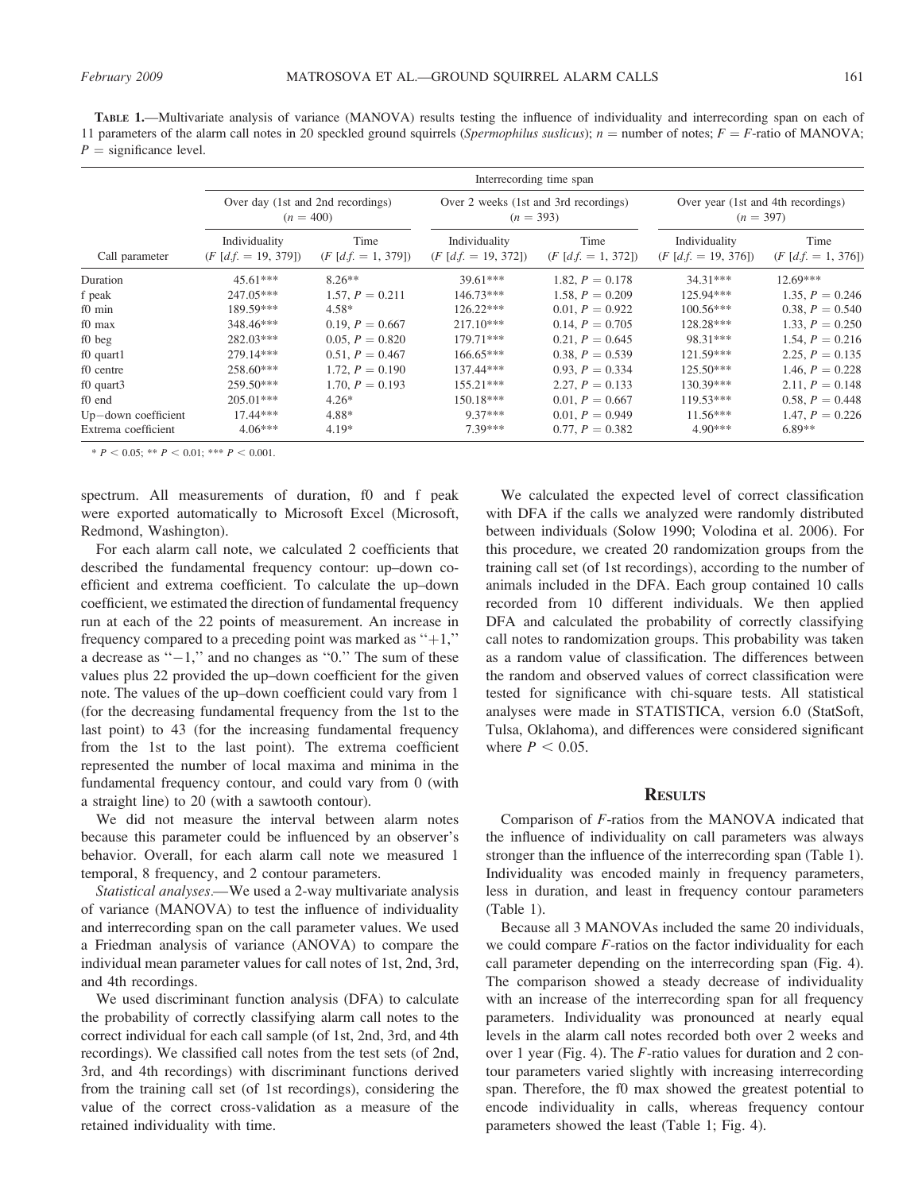**TABLE 1.**—Multivariate analysis of variance (MANOVA) results testing the influence of individuality and interrecording span on each of 11 parameters of the alarm call notes in 20 speckled ground squirrels (*Spermophilus suslicus*); $n$ = number of notes; $F$ = $F$-ratio of MANOVA; $P$ = significance level.

| | Interrecording time span | | | | | |
|---|---|---|---|---|---|---|
| | Over day (1st and 2nd recordings) ($n = 400$) | | Over 2 weeks (1st and 3rd recordings) ($n = 393$) | | Over year (1st and 4th recordings) ($n = 397$) | |
| Call parameter | Individuality ($F$ [$d.f. = 19, 379$]) | Time ($F$ [$d.f. = 1, 379$]) | Individuality ($F$ [$d.f. = 19, 372$]) | Time ($F$ [$d.f. = 1, 372$]) | Individuality ($F$ [$d.f. = 19, 376$]) | Time ($F$ [$d.f. = 1, 376$]) |
| Duration | 45.61*** | 8.26** | 39.61*** | 1.82, $P = 0.178$ | 34.31*** | 12.69*** |
| f peak | 247.05*** | 1.57, $P = 0.211$ | 146.73*** | 1.58, $P = 0.209$ | 125.94*** | 1.35, $P = 0.246$ |
| f0 min | 189.59*** | 4.58* | 126.22*** | 0.01, $P = 0.922$ | 100.56*** | 0.38, $P = 0.540$ |
| f0 max | 348.46*** | 0.19, $P = 0.667$ | 217.10*** | 0.14, $P = 0.705$ | 128.28*** | 1.33, $P = 0.250$ |
| f0 beg | 282.03*** | 0.05, $P = 0.820$ | 179.71*** | 0.21, $P = 0.645$ | 98.31*** | 1.54, $P = 0.216$ |
| f0 quart1 | 279.14*** | 0.51, $P = 0.467$ | 166.65*** | 0.38, $P = 0.539$ | 121.59*** | 2.25, $P = 0.135$ |
| f0 centre | 258.60*** | 1.72, $P = 0.190$ | 137.44*** | 0.93, $P = 0.334$ | 125.50*** | 1.46, $P = 0.228$ |
| f0 quart3 | 259.50*** | 1.70, $P = 0.193$ | 155.21*** | 2.27, $P = 0.133$ | 130.39*** | 2.11, $P = 0.148$ |
| f0 end | 205.01*** | 4.26* | 150.18*** | 0.01, $P = 0.667$ | 119.53*** | 0.58, $P = 0.448$ |
| Up–down coefficient | 17.44*** | 4.88* | 9.37*** | 0.01, $P = 0.949$ | 11.56*** | 1.47, $P = 0.226$ |
| Extrema coefficient | 4.06*** | 4.19* | 7.39*** | 0.77, $P = 0.382$ | 4.90*** | 6.89** |

* $P < 0.05$; ** $P < 0.01$; *** $P < 0.001$.

spectrum. All measurements of duration, f0 and f peak were exported automatically to Microsoft Excel (Microsoft, Redmond, Washington).

For each alarm call note, we calculated 2 coefficients that described the fundamental frequency contour: up–down coefficient and extrema coefficient. To calculate the up–down coefficient, we estimated the direction of fundamental frequency run at each of the 22 points of measurement. An increase in frequency compared to a preceding point was marked as "+1," a decrease as "−1," and no changes as "0." The sum of these values plus 22 provided the up–down coefficient for the given note. The values of the up–down coefficient could vary from 1 (for the decreasing fundamental frequency from the 1st to the last point) to 43 (for the increasing fundamental frequency from the 1st to the last point). The extrema coefficient represented the number of local maxima and minima in the fundamental frequency contour, and could vary from 0 (with a straight line) to 20 (with a sawtooth contour).

We did not measure the interval between alarm notes because this parameter could be influenced by an observer's behavior. Overall, for each alarm call note we measured 1 temporal, 8 frequency, and 2 contour parameters.

*Statistical analyses.*—We used a 2-way multivariate analysis of variance (MANOVA) to test the influence of individuality and interrecording span on the call parameter values. We used a Friedman analysis of variance (ANOVA) to compare the individual mean parameter values for call notes of 1st, 2nd, 3rd, and 4th recordings.

We used discriminant function analysis (DFA) to calculate the probability of correctly classifying alarm call notes to the correct individual for each call sample (of 1st, 2nd, 3rd, and 4th recordings). We classified call notes from the test sets (of 2nd, 3rd, and 4th recordings) with discriminant functions derived from the training call set (of 1st recordings), considering the value of the correct cross-validation as a measure of the retained individuality with time.

We calculated the expected level of correct classification with DFA if the calls we analyzed were randomly distributed between individuals (Solow 1990; Volodina et al. 2006). For this procedure, we created 20 randomization groups from the training call set (of 1st recordings), according to the number of animals included in the DFA. Each group contained 10 calls recorded from 10 different individuals. We then applied DFA and calculated the probability of correctly classifying call notes to randomization groups. This probability was taken as a random value of classification. The differences between the random and observed values of correct classification were tested for significance with chi-square tests. All statistical analyses were made in STATISTICA, version 6.0 (StatSoft, Tulsa, Oklahoma), and differences were considered significant where $P < 0.05$.

## RESULTS

Comparison of $F$-ratios from the MANOVA indicated that the influence of individuality on call parameters was always stronger than the influence of the interrecording span (Table 1). Individuality was encoded mainly in frequency parameters, less in duration, and least in frequency contour parameters (Table 1).

Because all 3 MANOVAs included the same 20 individuals, we could compare $F$-ratios on the factor individuality for each call parameter depending on the interrecording span (Fig. 4). The comparison showed a steady decrease of individuality with an increase of the interrecording span for all frequency parameters. Individuality was pronounced at nearly equal levels in the alarm call notes recorded both over 2 weeks and over 1 year (Fig. 4). The $F$-ratio values for duration and 2 contour parameters varied slightly with increasing interrecording span. Therefore, the f0 max showed the greatest potential to encode individuality in calls, whereas frequency contour parameters showed the least (Table 1; Fig. 4).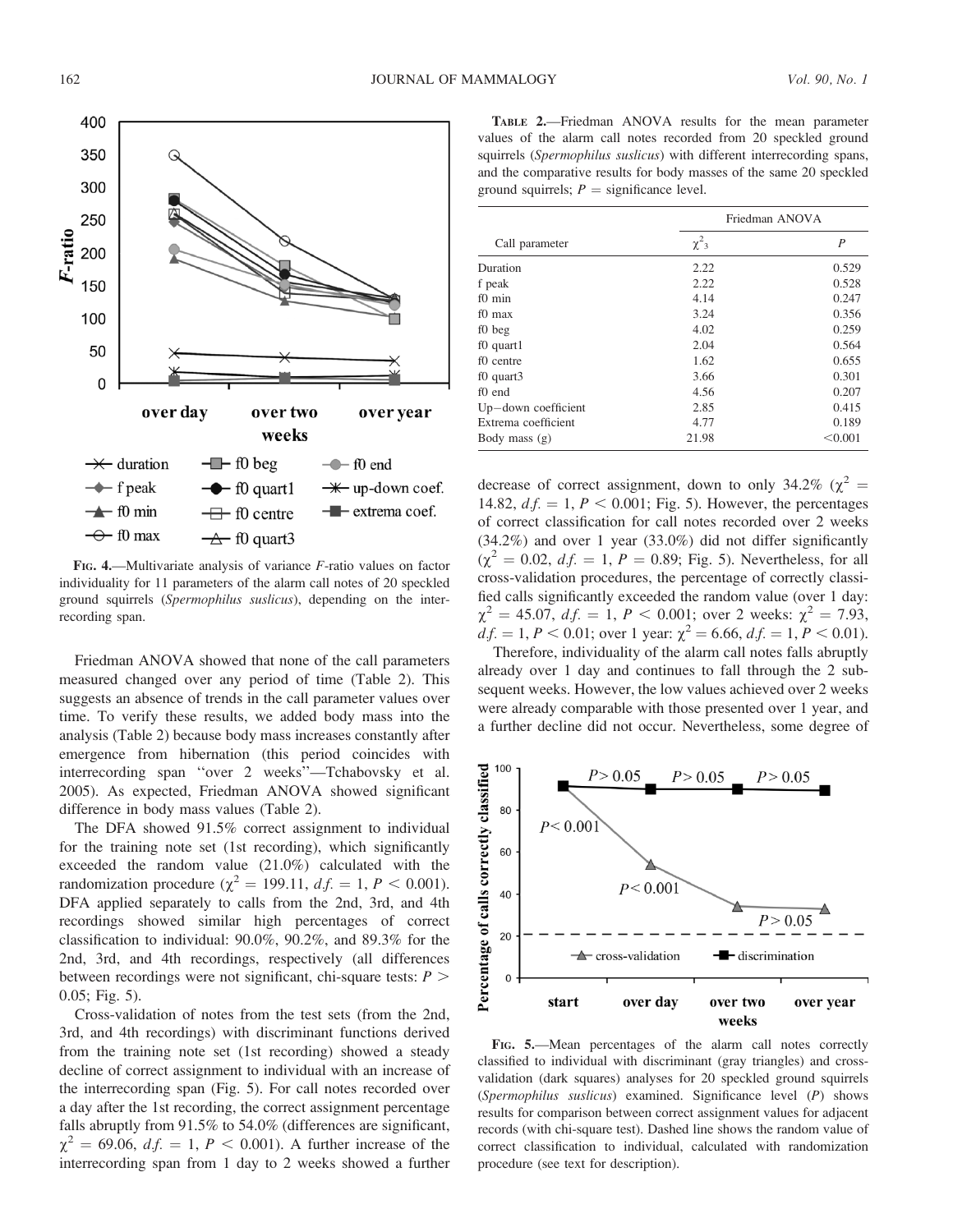400
350
300
250
200
150
100
50
0

*F*-ratio

over day
over two weeks
over year

duration
f peak
f0 min
f0 max
f0 beg
f0 quart1
f0 centre
f0 quart3
f0 end
up-down coef.
extrema coef.

FIG. 4.—Multivariate analysis of variance *F*-ratio values on factor individuality for 11 parameters of the alarm call notes of 20 speckled ground squirrels (*Spermophilus suslicus*), depending on the interrecording span.

Friedman ANOVA showed that none of the call parameters measured changed over any period of time (Table 2). This suggests an absence of trends in the call parameter values over time. To verify these results, we added body mass into the analysis (Table 2) because body mass increases constantly after emergence from hibernation (this period coincides with interrecording span ''over 2 weeks''—Tchabovsky et al. 2005). As expected, Friedman ANOVA showed significant difference in body mass values (Table 2).

The DFA showed 91.5% correct assignment to individual for the training note set (1st recording), which significantly exceeded the random value (21.0%) calculated with the randomization procedure ($\chi^2 = 199.11$, $d.f. = 1$, $P < 0.001$). DFA applied separately to calls from the 2nd, 3rd, and 4th recordings showed similar high percentages of correct classification to individual: 90.0%, 90.2%, and 89.3% for the 2nd, 3rd, and 4th recordings, respectively (all differences between recordings were not significant, chi-square tests: $P > 0.05$; Fig. 5).

Cross-validation of notes from the test sets (from the 2nd, 3rd, and 4th recordings) with discriminant functions derived from the training note set (1st recording) showed a steady decline of correct assignment to individual with an increase of the interrecording span (Fig. 5). For call notes recorded over a day after the 1st recording, the correct assignment percentage falls abruptly from 91.5% to 54.0% (differences are significant, $\chi^2 = 69.06$, $d.f. = 1$, $P < 0.001$). A further increase of the interrecording span from 1 day to 2 weeks showed a further

TABLE 2.—Friedman ANOVA results for the mean parameter values of the alarm call notes recorded from 20 speckled ground squirrels (*Spermophilus suslicus*) with different interrecording spans, and the comparative results for body masses of the same 20 speckled ground squirrels; $P$ = significance level.

| | Friedman ANOVA | |
|---|---|---|
| Call parameter | $\chi^2_3$ | $P$ |
| Duration | 2.22 | 0.529 |
| f peak | 2.22 | 0.528 |
| f0 min | 4.14 | 0.247 |
| f0 max | 3.24 | 0.356 |
| f0 beg | 4.02 | 0.259 |
| f0 quart1 | 2.04 | 0.564 |
| f0 centre | 1.62 | 0.655 |
| f0 quart3 | 3.66 | 0.301 |
| f0 end | 4.56 | 0.207 |
| Up−down coefficient | 2.85 | 0.415 |
| Extrema coefficient | 4.77 | 0.189 |
| Body mass (g) | 21.98 | <0.001 |

decrease of correct assignment, down to only 34.2% ($\chi^2 = 14.82$, $d.f. = 1$, $P < 0.001$; Fig. 5). However, the percentages of correct classification for call notes recorded over 2 weeks (34.2%) and over 1 year (33.0%) did not differ significantly ($\chi^2 = 0.02$, $d.f. = 1$, $P = 0.89$; Fig. 5). Nevertheless, for all cross-validation procedures, the percentage of correctly classified calls significantly exceeded the random value (over 1 day: $\chi^2 = 45.07$, $d.f. = 1$, $P < 0.001$; over 2 weeks: $\chi^2 = 7.93$, $d.f. = 1$, $P < 0.01$; over 1 year: $\chi^2 = 6.66$, $d.f. = 1$, $P < 0.01$).

Therefore, individuality of the alarm call notes falls abruptly already over 1 day and continues to fall through the 2 subsequent weeks. However, the low values achieved over 2 weeks were already comparable with those presented over 1 year, and a further decline did not occur. Nevertheless, some degree of

Percentage of calls correctly classified
100
80
60
40
20
0
start
over day
over two weeks
over year
$P > 0.05$
$P > 0.05$
$P > 0.05$
$P < 0.001$
$P < 0.001$
$P > 0.05$
cross-validation
discrimination

FIG. 5.—Mean percentages of the alarm call notes correctly classified to individual with discriminant (gray triangles) and cross-validation (dark squares) analyses for 20 speckled ground squirrels (*Spermophilus suslicus*) examined. Significance level ($P$) shows results for comparison between correct assignment values for adjacent records (with chi-square test). Dashed line shows the random value of correct classification to individual, calculated with randomization procedure (see text for description).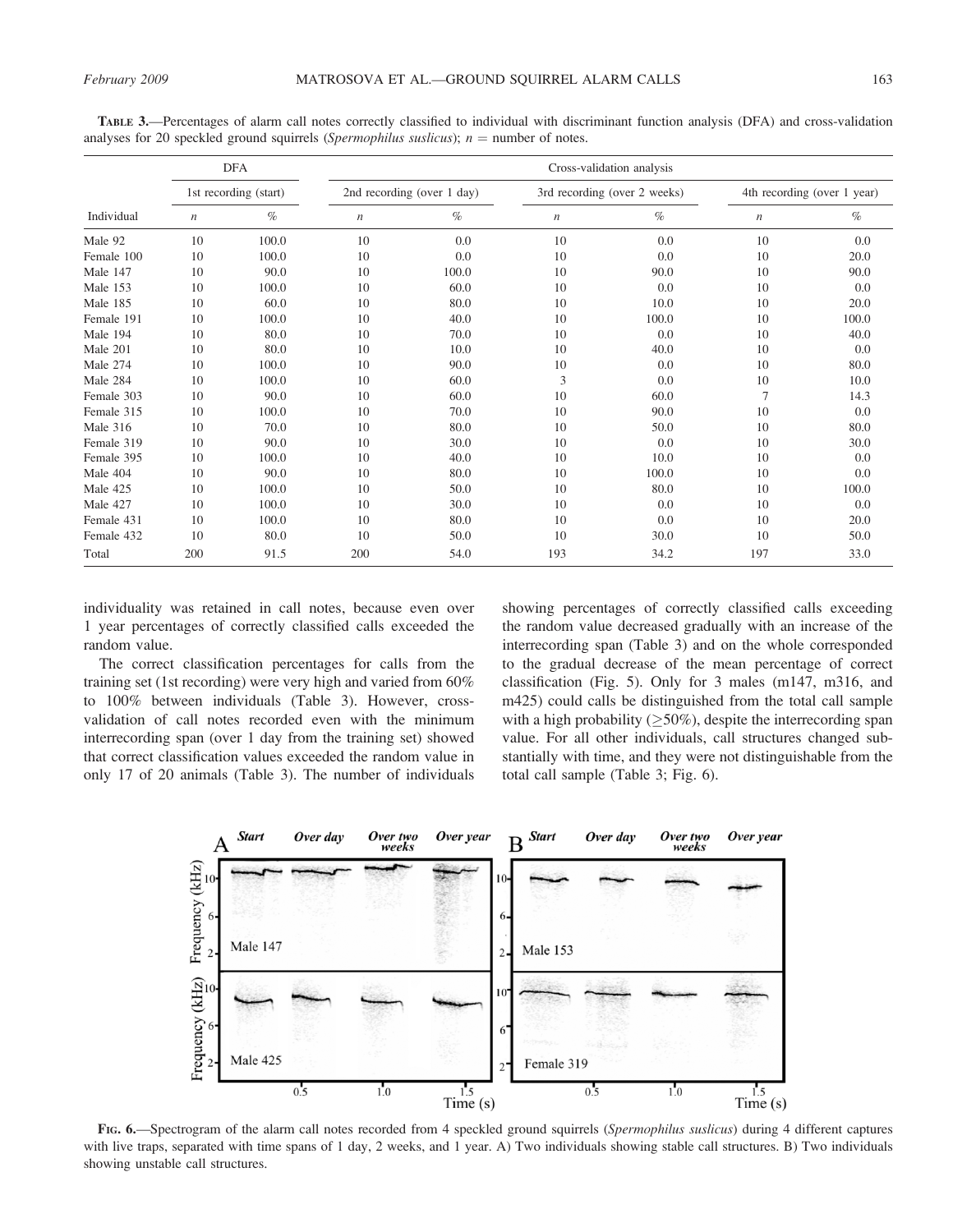**TABLE 3.**—Percentages of alarm call notes correctly classified to individual with discriminant function analysis (DFA) and cross-validation analyses for 20 speckled ground squirrels (*Spermophilus suslicus*); $n$ = number of notes.

| | DFA | | Cross-validation analysis | | | | | |
|---|---|---|---|---|---|---|---|---|
| | 1st recording (start) | | 2nd recording (over 1 day) | | 3rd recording (over 2 weeks) | | 4th recording (over 1 year) | |
| Individual | $n$ | % | $n$ | % | $n$ | % | $n$ | % |
| Male 92 | 10 | 100.0 | 10 | 0.0 | 10 | 0.0 | 10 | 0.0 |
| Female 100 | 10 | 100.0 | 10 | 0.0 | 10 | 0.0 | 10 | 20.0 |
| Male 147 | 10 | 90.0 | 10 | 100.0 | 10 | 90.0 | 10 | 90.0 |
| Male 153 | 10 | 100.0 | 10 | 60.0 | 10 | 0.0 | 10 | 0.0 |
| Male 185 | 10 | 60.0 | 10 | 80.0 | 10 | 10.0 | 10 | 20.0 |
| Female 191 | 10 | 100.0 | 10 | 40.0 | 10 | 100.0 | 10 | 100.0 |
| Male 194 | 10 | 80.0 | 10 | 70.0 | 10 | 0.0 | 10 | 40.0 |
| Male 201 | 10 | 80.0 | 10 | 10.0 | 10 | 40.0 | 10 | 0.0 |
| Male 274 | 10 | 100.0 | 10 | 90.0 | 10 | 0.0 | 10 | 80.0 |
| Male 284 | 10 | 100.0 | 10 | 60.0 | 3 | 0.0 | 10 | 10.0 |
| Female 303 | 10 | 90.0 | 10 | 60.0 | 10 | 60.0 | 7 | 14.3 |
| Female 315 | 10 | 100.0 | 10 | 70.0 | 10 | 90.0 | 10 | 0.0 |
| Male 316 | 10 | 70.0 | 10 | 80.0 | 10 | 50.0 | 10 | 80.0 |
| Female 319 | 10 | 90.0 | 10 | 30.0 | 10 | 0.0 | 10 | 30.0 |
| Female 395 | 10 | 100.0 | 10 | 40.0 | 10 | 10.0 | 10 | 0.0 |
| Male 404 | 10 | 90.0 | 10 | 80.0 | 10 | 100.0 | 10 | 0.0 |
| Male 425 | 10 | 100.0 | 10 | 50.0 | 10 | 80.0 | 10 | 100.0 |
| Male 427 | 10 | 100.0 | 10 | 30.0 | 10 | 0.0 | 10 | 0.0 |
| Female 431 | 10 | 100.0 | 10 | 80.0 | 10 | 0.0 | 10 | 20.0 |
| Female 432 | 10 | 80.0 | 10 | 50.0 | 10 | 30.0 | 10 | 50.0 |
| Total | 200 | 91.5 | 200 | 54.0 | 193 | 34.2 | 197 | 33.0 |

individuality was retained in call notes, because even over 1 year percentages of correctly classified calls exceeded the random value.

The correct classification percentages for calls from the training set (1st recording) were very high and varied from 60% to 100% between individuals (Table 3). However, cross-validation of call notes recorded even with the minimum interrecording span (over 1 day from the training set) showed that correct classification values exceeded the random value in only 17 of 20 animals (Table 3). The number of individuals showing percentages of correctly classified calls exceeding the random value decreased gradually with an increase of the interrecording span (Table 3) and on the whole corresponded to the gradual decrease of the mean percentage of correct classification (Fig. 5). Only for 3 males (m147, m316, and m425) could calls be distinguished from the total call sample with a high probability ($\geq$50%), despite the interrecording span value. For all other individuals, call structures changed substantially with time, and they were not distinguishable from the total call sample (Table 3; Fig. 6).

A
Start Over day Over two weeks Over year
Frequency (kHz)
10
6
2
Male 147
Male 425
0.5 1.0 1.5
Time (s)

B
Start Over day Over two weeks Over year
10
6
2
Male 153
Female 319
0.5 1.0 1.5
Time (s)

**FIG. 6.**—Spectrogram of the alarm call notes recorded from 4 speckled ground squirrels (*Spermophilus suslicus*) during 4 different captures with live traps, separated with time spans of 1 day, 2 weeks, and 1 year. A) Two individuals showing stable call structures. B) Two individuals showing unstable call structures.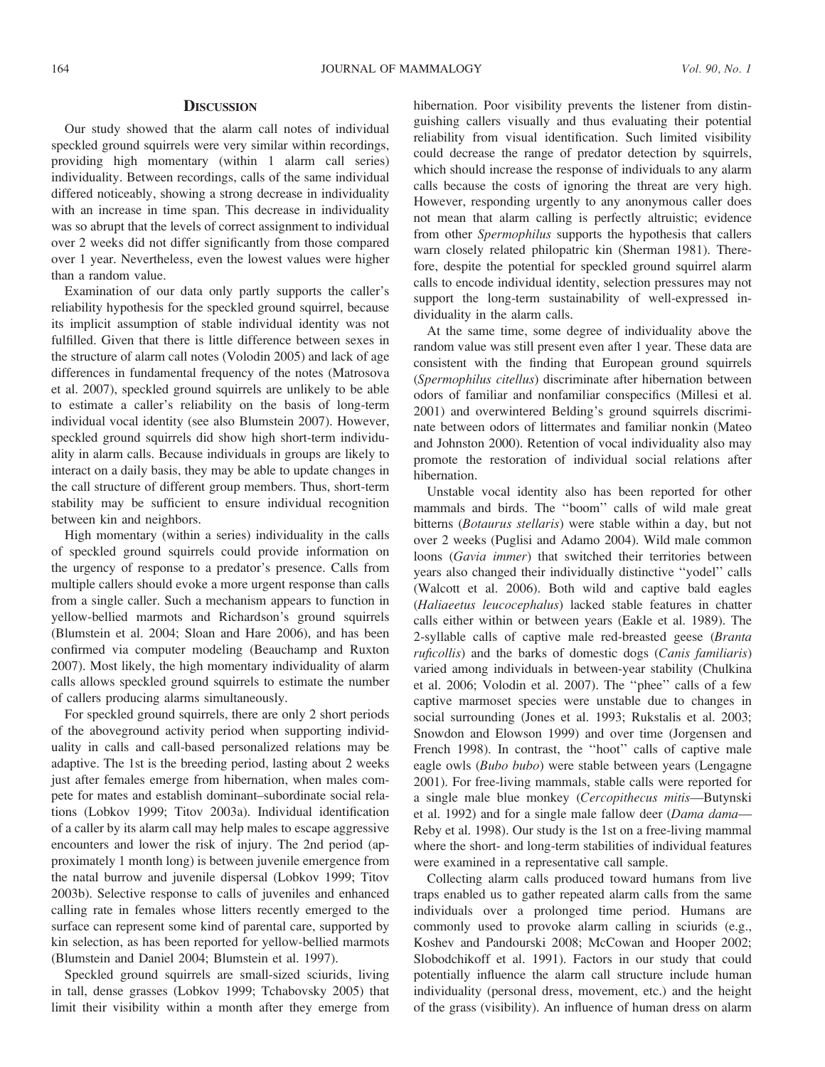## Discussion

Our study showed that the alarm call notes of individual speckled ground squirrels were very similar within recordings, providing high momentary (within 1 alarm call series) individuality. Between recordings, calls of the same individual differed noticeably, showing a strong decrease in individuality with an increase in time span. This decrease in individuality was so abrupt that the levels of correct assignment to individual over 2 weeks did not differ significantly from those compared over 1 year. Nevertheless, even the lowest values were higher than a random value.

Examination of our data only partly supports the caller's reliability hypothesis for the speckled ground squirrel, because its implicit assumption of stable individual identity was not fulfilled. Given that there is little difference between sexes in the structure of alarm call notes (Volodin 2005) and lack of age differences in fundamental frequency of the notes (Matrosova et al. 2007), speckled ground squirrels are unlikely to be able to estimate a caller's reliability on the basis of long-term individual vocal identity (see also Blumstein 2007). However, speckled ground squirrels did show high short-term individuality in alarm calls. Because individuals in groups are likely to interact on a daily basis, they may be able to update changes in the call structure of different group members. Thus, short-term stability may be sufficient to ensure individual recognition between kin and neighbors.

High momentary (within a series) individuality in the calls of speckled ground squirrels could provide information on the urgency of response to a predator's presence. Calls from multiple callers should evoke a more urgent response than calls from a single caller. Such a mechanism appears to function in yellow-bellied marmots and Richardson's ground squirrels (Blumstein et al. 2004; Sloan and Hare 2006), and has been confirmed via computer modeling (Beauchamp and Ruxton 2007). Most likely, the high momentary individuality of alarm calls allows speckled ground squirrels to estimate the number of callers producing alarms simultaneously.

For speckled ground squirrels, there are only 2 short periods of the aboveground activity period when supporting individuality in calls and call-based personalized relations may be adaptive. The 1st is the breeding period, lasting about 2 weeks just after females emerge from hibernation, when males compete for mates and establish dominant–subordinate social relations (Lobkov 1999; Titov 2003a). Individual identification of a caller by its alarm call may help males to escape aggressive encounters and lower the risk of injury. The 2nd period (approximately 1 month long) is between juvenile emergence from the natal burrow and juvenile dispersal (Lobkov 1999; Titov 2003b). Selective response to calls of juveniles and enhanced calling rate in females whose litters recently emerged to the surface can represent some kind of parental care, supported by kin selection, as has been reported for yellow-bellied marmots (Blumstein and Daniel 2004; Blumstein et al. 1997).

Speckled ground squirrels are small-sized sciurids, living in tall, dense grasses (Lobkov 1999; Tchabovsky 2005) that limit their visibility within a month after they emerge from hibernation. Poor visibility prevents the listener from distinguishing callers visually and thus evaluating their potential reliability from visual identification. Such limited visibility could decrease the range of predator detection by squirrels, which should increase the response of individuals to any alarm calls because the costs of ignoring the threat are very high. However, responding urgently to any anonymous caller does not mean that alarm calling is perfectly altruistic; evidence from other *Spermophilus* supports the hypothesis that callers warn closely related philopatric kin (Sherman 1981). Therefore, despite the potential for speckled ground squirrel alarm calls to encode individual identity, selection pressures may not support the long-term sustainability of well-expressed individuality in the alarm calls.

At the same time, some degree of individuality above the random value was still present even after 1 year. These data are consistent with the finding that European ground squirrels (*Spermophilus citellus*) discriminate after hibernation between odors of familiar and nonfamiliar conspecifics (Millesi et al. 2001) and overwintered Belding's ground squirrels discriminate between odors of littermates and familiar nonkin (Mateo and Johnston 2000). Retention of vocal individuality also may promote the restoration of individual social relations after hibernation.

Unstable vocal identity also has been reported for other mammals and birds. The "boom" calls of wild male great bitterns (*Botaurus stellaris*) were stable within a day, but not over 2 weeks (Puglisi and Adamo 2004). Wild male common loons (*Gavia immer*) that switched their territories between years also changed their individually distinctive "yodel" calls (Walcott et al. 2006). Both wild and captive bald eagles (*Haliaeetus leucocephalus*) lacked stable features in chatter calls either within or between years (Eakle et al. 1989). The 2-syllable calls of captive male red-breasted geese (*Branta ruficollis*) and the barks of domestic dogs (*Canis familiaris*) varied among individuals in between-year stability (Chulkina et al. 2006; Volodin et al. 2007). The "phee" calls of a few captive marmoset species were unstable due to changes in social surrounding (Jones et al. 1993; Rukstalis et al. 2003; Snowdon and Elowson 1999) and over time (Jorgensen and French 1998). In contrast, the "hoot" calls of captive male eagle owls (*Bubo bubo*) were stable between years (Lengagne 2001). For free-living mammals, stable calls were reported for a single male blue monkey (*Cercopithecus mitis*—Butynski et al. 1992) and for a single male fallow deer (*Dama dama*—Reby et al. 1998). Our study is the 1st on a free-living mammal where the short- and long-term stabilities of individual features were examined in a representative call sample.

Collecting alarm calls produced toward humans from live traps enabled us to gather repeated alarm calls from the same individuals over a prolonged time period. Humans are commonly used to provoke alarm calling in sciurids (e.g., Koshev and Pandourski 2008; McCowan and Hooper 2002; Slobodchikoff et al. 1991). Factors in our study that could potentially influence the alarm call structure include human individuality (personal dress, movement, etc.) and the height of the grass (visibility). An influence of human dress on alarm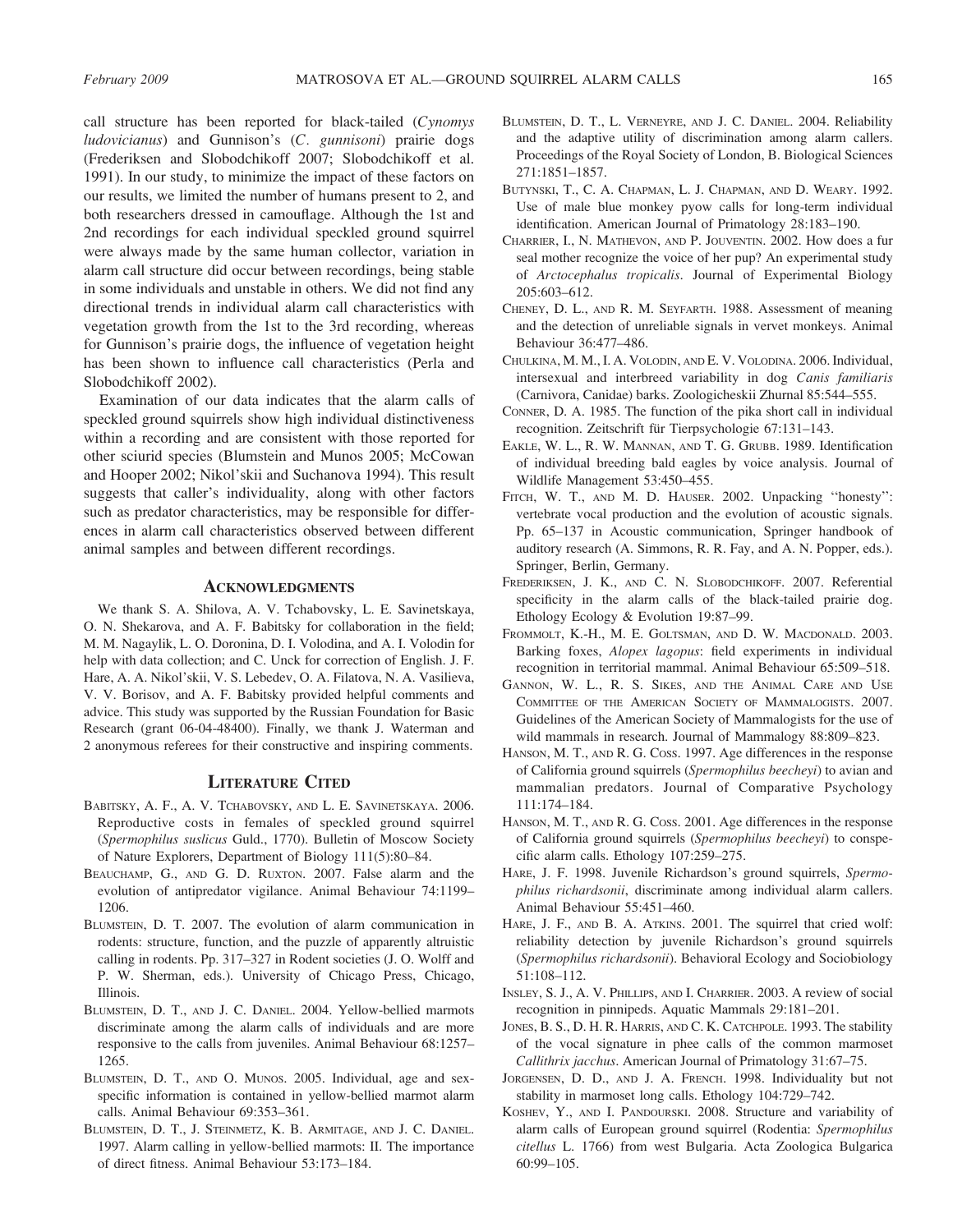call structure has been reported for black-tailed (*Cynomys ludovicianus*) and Gunnison's (*C. gunnisoni*) prairie dogs (Frederiksen and Slobodchikoff 2007; Slobodchikoff et al. 1991). In our study, to minimize the impact of these factors on our results, we limited the number of humans present to 2, and both researchers dressed in camouflage. Although the 1st and 2nd recordings for each individual speckled ground squirrel were always made by the same human collector, variation in alarm call structure did occur between recordings, being stable in some individuals and unstable in others. We did not find any directional trends in individual alarm call characteristics with vegetation growth from the 1st to the 3rd recording, whereas for Gunnison's prairie dogs, the influence of vegetation height has been shown to influence call characteristics (Perla and Slobodchikoff 2002).

Examination of our data indicates that the alarm calls of speckled ground squirrels show high individual distinctiveness within a recording and are consistent with those reported for other sciurid species (Blumstein and Munos 2005; McCowan and Hooper 2002; Nikol'skii and Suchanova 1994). This result suggests that caller's individuality, along with other factors such as predator characteristics, may be responsible for differences in alarm call characteristics observed between different animal samples and between different recordings.

## Acknowledgments

We thank S. A. Shilova, A. V. Tchabovsky, L. E. Savinetskaya, O. N. Shekarova, and A. F. Babitsky for collaboration in the field; M. M. Nagaylik, L. O. Doronina, D. I. Volodina, and A. I. Volodin for help with data collection; and C. Unck for correction of English. J. F. Hare, A. A. Nikol'skii, V. S. Lebedev, O. A. Filatova, N. A. Vasilieva, V. V. Borisov, and A. F. Babitsky provided helpful comments and advice. This study was supported by the Russian Foundation for Basic Research (grant 06-04-48400). Finally, we thank J. Waterman and 2 anonymous referees for their constructive and inspiring comments.

## Literature Cited

Babitsky, A. F., A. V. Tchabovsky, and L. E. Savinetskaya. 2006. Reproductive costs in females of speckled ground squirrel (*Spermophilus suslicus* Guld., 1770). Bulletin of Moscow Society of Nature Explorers, Department of Biology 111(5):80–84.

Beauchamp, G., and G. D. Ruxton. 2007. False alarm and the evolution of antipredator vigilance. Animal Behaviour 74:1199–1206.

Blumstein, D. T. 2007. The evolution of alarm communication in rodents: structure, function, and the puzzle of apparently altruistic calling in rodents. Pp. 317–327 in Rodent societies (J. O. Wolff and P. W. Sherman, eds.). University of Chicago Press, Chicago, Illinois.

Blumstein, D. T., and J. C. Daniel. 2004. Yellow-bellied marmots discriminate among the alarm calls of individuals and are more responsive to the calls from juveniles. Animal Behaviour 68:1257–1265.

Blumstein, D. T., and O. Munos. 2005. Individual, age and sex-specific information is contained in yellow-bellied marmot alarm calls. Animal Behaviour 69:353–361.

Blumstein, D. T., J. Steinmetz, K. B. Armitage, and J. C. Daniel. 1997. Alarm calling in yellow-bellied marmots: II. The importance of direct fitness. Animal Behaviour 53:173–184.

Blumstein, D. T., L. Verneyre, and J. C. Daniel. 2004. Reliability and the adaptive utility of discrimination among alarm callers. Proceedings of the Royal Society of London, B. Biological Sciences 271:1851–1857.

Butynski, T., C. A. Chapman, L. J. Chapman, and D. Weary. 1992. Use of male blue monkey pyow calls for long-term individual identification. American Journal of Primatology 28:183–190.

Charrier, I., N. Mathevon, and P. Jouventin. 2002. How does a fur seal mother recognize the voice of her pup? An experimental study of *Arctocephalus tropicalis*. Journal of Experimental Biology 205:603–612.

Cheney, D. L., and R. M. Seyfarth. 1988. Assessment of meaning and the detection of unreliable signals in vervet monkeys. Animal Behaviour 36:477–486.

Chulkina, M. M., I. A. Volodin, and E. V. Volodina. 2006. Individual, intersexual and interbreed variability in dog *Canis familiaris* (Carnivora, Canidae) barks. Zoologicheskii Zhurnal 85:544–555.

Conner, D. A. 1985. The function of the pika short call in individual recognition. Zeitschrift für Tierpsychologie 67:131–143.

Eakle, W. L., R. W. Mannan, and T. G. Grubb. 1989. Identification of individual breeding bald eagles by voice analysis. Journal of Wildlife Management 53:450–455.

Fitch, W. T., and M. D. Hauser. 2002. Unpacking "honesty": vertebrate vocal production and the evolution of acoustic signals. Pp. 65–137 in Acoustic communication, Springer handbook of auditory research (A. Simmons, R. R. Fay, and A. N. Popper, eds.). Springer, Berlin, Germany.

Frederiksen, J. K., and C. N. Slobodchikoff. 2007. Referential specificity in the alarm calls of the black-tailed prairie dog. Ethology Ecology & Evolution 19:87–99.

Frommolt, K.-H., M. E. Goltsman, and D. W. Macdonald. 2003. Barking foxes, *Alopex lagopus*: field experiments in individual recognition in territorial mammal. Animal Behaviour 65:509–518.

Gannon, W. L., R. S. Sikes, and the Animal Care and Use Committee of the American Society of Mammalogists. 2007. Guidelines of the American Society of Mammalogists for the use of wild mammals in research. Journal of Mammalogy 88:809–823.

Hanson, M. T., and R. G. Coss. 1997. Age differences in the response of California ground squirrels (*Spermophilus beecheyi*) to avian and mammalian predators. Journal of Comparative Psychology 111:174–184.

Hanson, M. T., and R. G. Coss. 2001. Age differences in the response of California ground squirrels (*Spermophilus beecheyi*) to conspecific alarm calls. Ethology 107:259–275.

Hare, J. F. 1998. Juvenile Richardson's ground squirrels, *Spermophilus richardsonii*, discriminate among individual alarm callers. Animal Behaviour 55:451–460.

Hare, J. F., and B. A. Atkins. 2001. The squirrel that cried wolf: reliability detection by juvenile Richardson's ground squirrels (*Spermophilus richardsonii*). Behavioral Ecology and Sociobiology 51:108–112.

Insley, S. J., A. V. Phillips, and I. Charrier. 2003. A review of social recognition in pinnipeds. Aquatic Mammals 29:181–201.

Jones, B. S., D. H. R. Harris, and C. K. Catchpole. 1993. The stability of the vocal signature in phee calls of the common marmoset *Callithrix jacchus*. American Journal of Primatology 31:67–75.

Jorgensen, D. D., and J. A. French. 1998. Individuality but not stability in marmoset long calls. Ethology 104:729–742.

Koshev, Y., and I. Pandourski. 2008. Structure and variability of alarm calls of European ground squirrel (Rodentia: *Spermophilus citellus* L. 1766) from west Bulgaria. Acta Zoologica Bulgarica 60:99–105.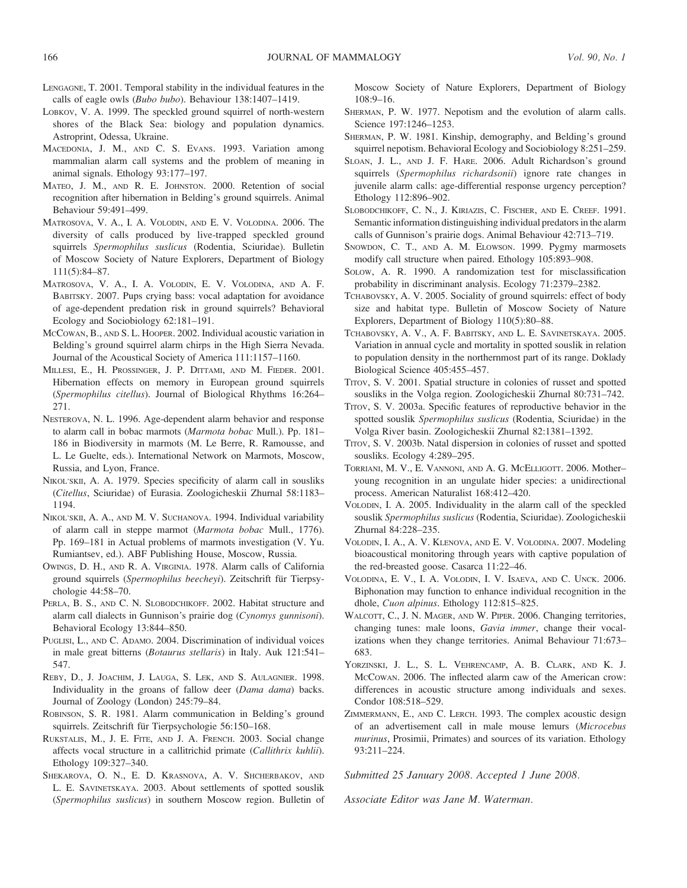Lengagne, T. 2001. Temporal stability in the individual features in the calls of eagle owls (*Bubo bubo*). Behaviour 138:1407–1419.

Lobkov, V. A. 1999. The speckled ground squirrel of north-western shores of the Black Sea: biology and population dynamics. Astroprint, Odessa, Ukraine.

Macedonia, J. M., and C. S. Evans. 1993. Variation among mammalian alarm call systems and the problem of meaning in animal signals. Ethology 93:177–197.

Mateo, J. M., and R. E. Johnston. 2000. Retention of social recognition after hibernation in Belding's ground squirrels. Animal Behaviour 59:491–499.

Matrosova, V. A., I. A. Volodin, and E. V. Volodina. 2006. The diversity of calls produced by live-trapped speckled ground squirrels *Spermophilus suslicus* (Rodentia, Sciuridae). Bulletin of Moscow Society of Nature Explorers, Department of Biology 111(5):84–87.

Matrosova, V. A., I. A. Volodin, E. V. Volodina, and A. F. Babitsky. 2007. Pups crying bass: vocal adaptation for avoidance of age-dependent predation risk in ground squirrels? Behavioral Ecology and Sociobiology 62:181–191.

McCowan, B., and S. L. Hooper. 2002. Individual acoustic variation in Belding's ground squirrel alarm chirps in the High Sierra Nevada. Journal of the Acoustical Society of America 111:1157–1160.

Millesi, E., H. Prossinger, J. P. Dittami, and M. Fieder. 2001. Hibernation effects on memory in European ground squirrels (*Spermophilus citellus*). Journal of Biological Rhythms 16:264–271.

Nesterova, N. L. 1996. Age-dependent alarm behavior and response to alarm call in bobac marmots (*Marmota bobac* Mull.). Pp. 181–186 in Biodiversity in marmots (M. Le Berre, R. Ramousse, and L. Le Guelte, eds.). International Network on Marmots, Moscow, Russia, and Lyon, France.

Nikol'skii, A. A. 1979. Species specificity of alarm call in sousliks (*Citellus*, Sciuridae) of Eurasia. Zoologicheskii Zhurnal 58:1183–1194.

Nikol'skii, A. A., and M. V. Suchanova. 1994. Individual variability of alarm call in steppe marmot (*Marmota bobac* Mull., 1776). Pp. 169–181 in Actual problems of marmots investigation (V. Yu. Rumiantsev, ed.). ABF Publishing House, Moscow, Russia.

Owings, D. H., and R. A. Virginia. 1978. Alarm calls of California ground squirrels (*Spermophilus beecheyi*). Zeitschrift für Tierpsychologie 44:58–70.

Perla, B. S., and C. N. Slobodchikoff. 2002. Habitat structure and alarm call dialects in Gunnison's prairie dog (*Cynomys gunnisoni*). Behavioral Ecology 13:844–850.

Puglisi, L., and C. Adamo. 2004. Discrimination of individual voices in male great bitterns (*Botaurus stellaris*) in Italy. Auk 121:541–547.

Reby, D., J. Joachim, J. Lauga, S. Lek, and S. Aulagnier. 1998. Individuality in the groans of fallow deer (*Dama dama*) backs. Journal of Zoology (London) 245:79–84.

Robinson, S. R. 1981. Alarm communication in Belding's ground squirrels. Zeitschrift für Tierpsychologie 56:150–168.

Rukstalis, M., J. E. Fite, and J. A. French. 2003. Social change affects vocal structure in a callitrichid primate (*Callithrix kuhlii*). Ethology 109:327–340.

Shekarova, O. N., E. D. Krasnova, A. V. Shcherbakov, and L. E. Savinetskaya. 2003. About settlements of spotted souslik (*Spermophilus suslicus*) in southern Moscow region. Bulletin of Moscow Society of Nature Explorers, Department of Biology 108:9–16.

Sherman, P. W. 1977. Nepotism and the evolution of alarm calls. Science 197:1246–1253.

Sherman, P. W. 1981. Kinship, demography, and Belding's ground squirrel nepotism. Behavioral Ecology and Sociobiology 8:251–259.

Sloan, J. L., and J. F. Hare. 2006. Adult Richardson's ground squirrels (*Spermophilus richardsonii*) ignore rate changes in juvenile alarm calls: age-differential response urgency perception? Ethology 112:896–902.

Slobodchikoff, C. N., J. Kiriazis, C. Fischer, and E. Creef. 1991. Semantic information distinguishing individual predators in the alarm calls of Gunnison's prairie dogs. Animal Behaviour 42:713–719.

Snowdon, C. T., and A. M. Elowson. 1999. Pygmy marmosets modify call structure when paired. Ethology 105:893–908.

Solow, A. R. 1990. A randomization test for misclassification probability in discriminant analysis. Ecology 71:2379–2382.

Tchabovsky, A. V. 2005. Sociality of ground squirrels: effect of body size and habitat type. Bulletin of Moscow Society of Nature Explorers, Department of Biology 110(5):80–88.

Tchabovsky, A. V., A. F. Babitsky, and L. E. Savinetskaya. 2005. Variation in annual cycle and mortality in spotted souslik in relation to population density in the northernmost part of its range. Doklady Biological Science 405:455–457.

Titov, S. V. 2001. Spatial structure in colonies of russet and spotted sousliks in the Volga region. Zoologicheskii Zhurnal 80:731–742.

Titov, S. V. 2003a. Specific features of reproductive behavior in the spotted souslik *Spermophilus suslicus* (Rodentia, Sciuridae) in the Volga River basin. Zoologicheskii Zhurnal 82:1381–1392.

Titov, S. V. 2003b. Natal dispersion in colonies of russet and spotted sousliks. Ecology 4:289–295.

Torriani, M. V., E. Vannoni, and A. G. McElligott. 2006. Mother–young recognition in an ungulate hider species: a unidirectional process. American Naturalist 168:412–420.

Volodin, I. A. 2005. Individuality in the alarm call of the speckled souslik *Spermophilus suslicus* (Rodentia, Sciuridae). Zoologicheskii Zhurnal 84:228–235.

Volodin, I. A., A. V. Klenova, and E. V. Volodina. 2007. Modeling bioacoustical monitoring through years with captive population of the red-breasted goose. Casarca 11:22–46.

Volodina, E. V., I. A. Volodin, I. V. Isaeva, and C. Unck. 2006. Biphonation may function to enhance individual recognition in the dhole, *Cuon alpinus*. Ethology 112:815–825.

Walcott, C., J. N. Mager, and W. Piper. 2006. Changing territories, changing tunes: male loons, *Gavia immer*, change their vocalizations when they change territories. Animal Behaviour 71:673–683.

Yorzinski, J. L., S. L. Vehrencamp, A. B. Clark, and K. J. McCowan. 2006. The inflected alarm caw of the American crow: differences in acoustic structure among individuals and sexes. Condor 108:518–529.

Zimmermann, E., and C. Lerch. 1993. The complex acoustic design of an advertisement call in male mouse lemurs (*Microcebus murinus*, Prosimii, Primates) and sources of its variation. Ethology 93:211–224.

*Submitted 25 January 2008. Accepted 1 June 2008.*

*Associate Editor was Jane M. Waterman.*